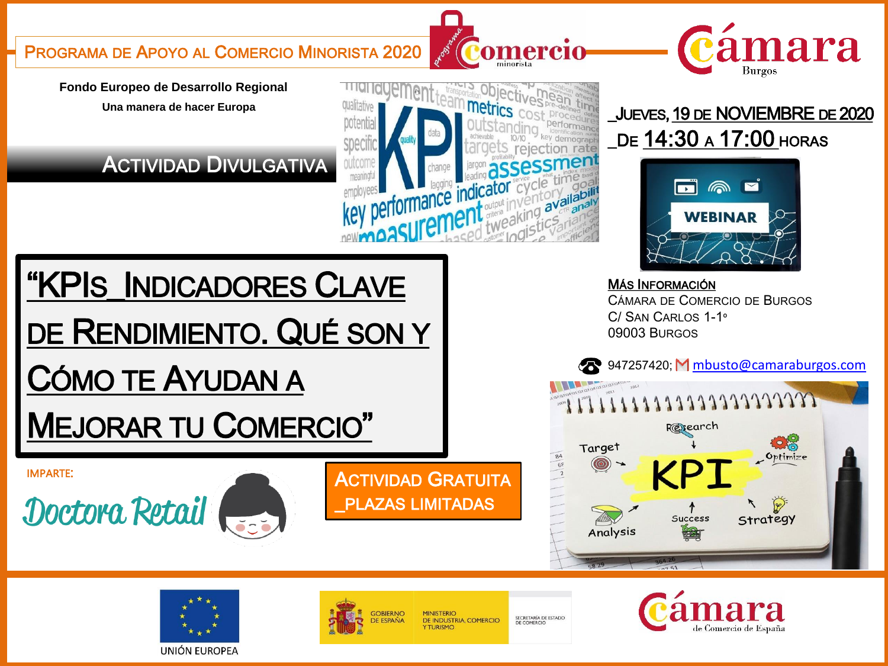# Programa de Apoyo al Comercio Minorista 2020

**Fondo Europeo de Desarrollo Regional**

Una manera de hacer Europa

## Actividad Divulgativa

_Jueves, 19 de Noviembre de 2020

_De 14:30 a 17:00 horas

WEBINAR

# "KPIs_Indicadores Clave de Rendimiento. Qué son y Cómo te Ayudan a Mejorar tu Comercio"

**Más Información**

Cámara de Comercio de Burgos
C/ San Carlos 1-1º
09003 Burgos

947257420; mbusto@camaraburgos.com

IMPARTE:

Doctora Retail

**Actividad Gratuita**
**_Plazas Limitadas**

Unión Europea

Gobierno de España — Ministerio de Industria, Comercio y Turismo — Secretaría de Estado de Comercio

Cámara de Comercio de España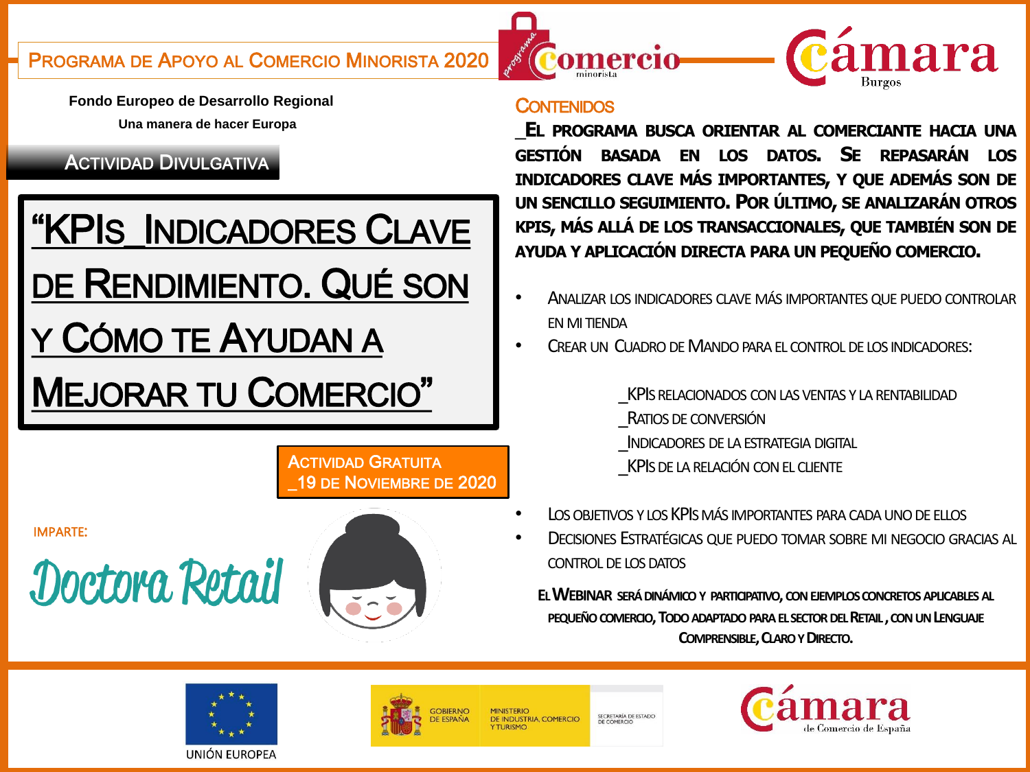# Programa de Apoyo al Comercio Minorista 2020

**Fondo Europeo de Desarrollo Regional**

**Una manera de hacer Europa**

## Actividad Divulgativa

# "KPIs_Indicadores Clave de Rendimiento. Qué son y Cómo te Ayudan a Mejorar tu Comercio"

**Actividad Gratuita**
**_19 de Noviembre de 2020**

IMPARTE:

Doctora Retail

## Contenidos

**_El programa busca orientar al comerciante hacia una gestión basada en los datos. Se repasarán los indicadores clave más importantes, y que además son de un sencillo seguimiento. Por último, se analizarán otros KPIs, más allá de los transaccionales, que también son de ayuda y aplicación directa para un pequeño comercio.**

- Analizar los indicadores clave más importantes que puedo controlar en mi tienda
- Crear un Cuadro de Mando para el control de los indicadores:
  - _KPIs relacionados con las ventas y la rentabilidad
  - _Ratios de conversión
  - _Indicadores de la estrategia digital
  - _KPIs de la relación con el cliente
- Los objetivos y los KPIs más importantes para cada uno de ellos
- Decisiones Estratégicas que puedo tomar sobre mi negocio gracias al control de los datos

**El Webinar será dinámico y participativo, con ejemplos concretos aplicables al pequeño comercio, todo adaptado para el sector del Retail, con un Lenguaje Comprensible, Claro y Directo.**

Unión Europea

Gobierno de España — Ministerio de Industria, Comercio y Turismo — Secretaría de Estado de Comercio

Cámara de Comercio de España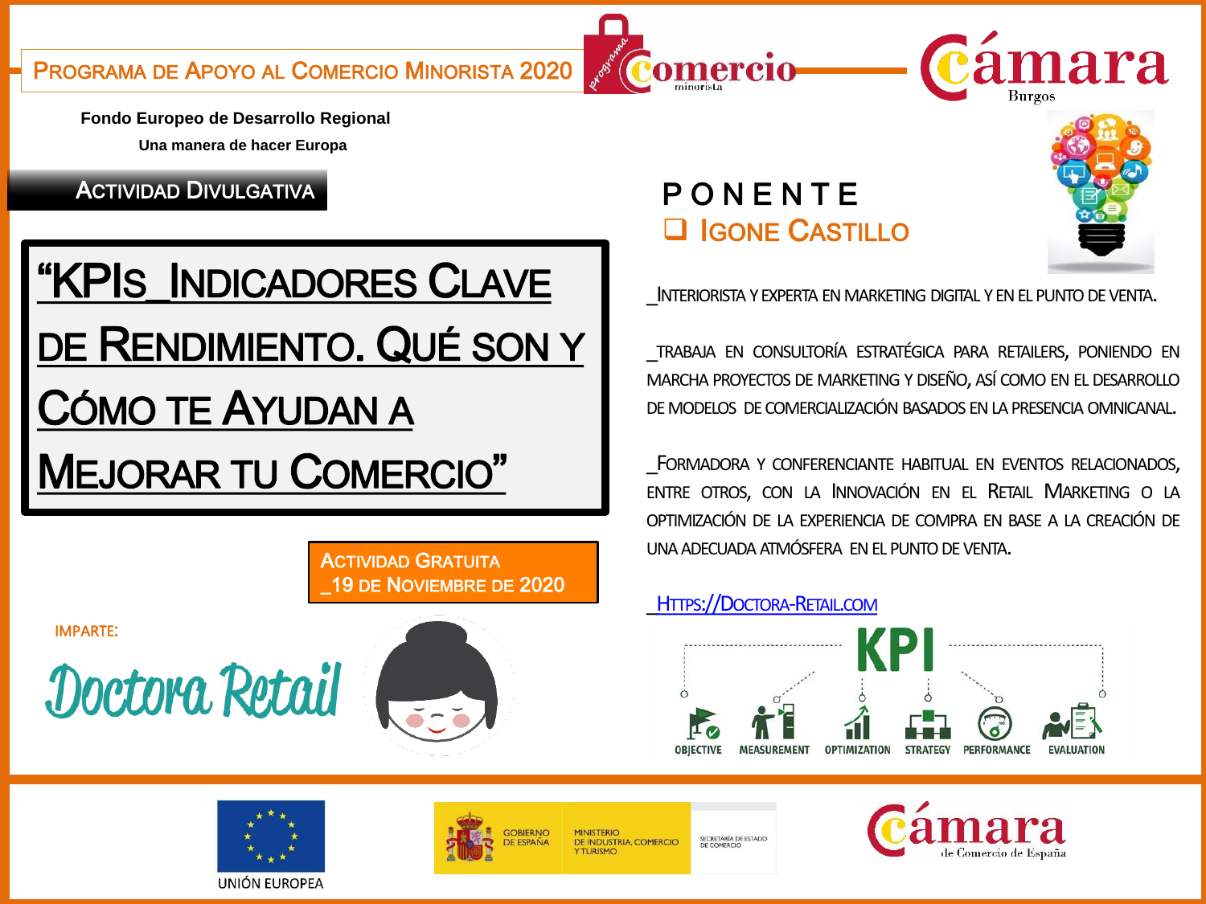PROGRAMA DE APOYO AL COMERCIO MINORISTA 2020

programa Comercio minorista

Cámara Burgos

**Fondo Europeo de Desarrollo Regional**

**Una manera de hacer Europa**

**ACTIVIDAD DIVULGATIVA**

# "KPIs_INDICADORES CLAVE DE RENDIMIENTO. QUÉ SON Y CÓMO TE AYUDAN A MEJORAR TU COMERCIO"

**ACTIVIDAD GRATUITA**
**_19 DE NOVIEMBRE DE 2020**

IMPARTE:

Doctora Retail

## PONENTE

- IGONE CASTILLO

_INTERIORISTA Y EXPERTA EN MARKETING DIGITAL Y EN EL PUNTO DE VENTA.

_TRABAJA EN CONSULTORÍA ESTRATÉGICA PARA RETAILERS, PONIENDO EN MARCHA PROYECTOS DE MARKETING Y DISEÑO, ASÍ COMO EN EL DESARROLLO DE MODELOS DE COMERCIALIZACIÓN BASADOS EN LA PRESENCIA OMNICANAL.

_FORMADORA Y CONFERENCIANTE HABITUAL EN EVENTOS RELACIONADOS, ENTRE OTROS, CON LA INNOVACIÓN EN EL RETAIL MARKETING O LA OPTIMIZACIÓN DE LA EXPERIENCIA DE COMPRA EN BASE A LA CREACIÓN DE UNA ADECUADA ATMÓSFERA EN EL PUNTO DE VENTA.

_HTTPS://DOCTORA-RETAIL.COM

KPI

OBJECTIVE

MEASUREMENT

OPTIMIZATION

STRATEGY

PERFORMANCE

EVALUATION

UNIÓN EUROPEA

GOBIERNO DE ESPAÑA

MINISTERIO DE INDUSTRIA, COMERCIO Y TURISMO

SECRETARÍA DE ESTADO DE COMERCIO

Cámara de Comercio de España